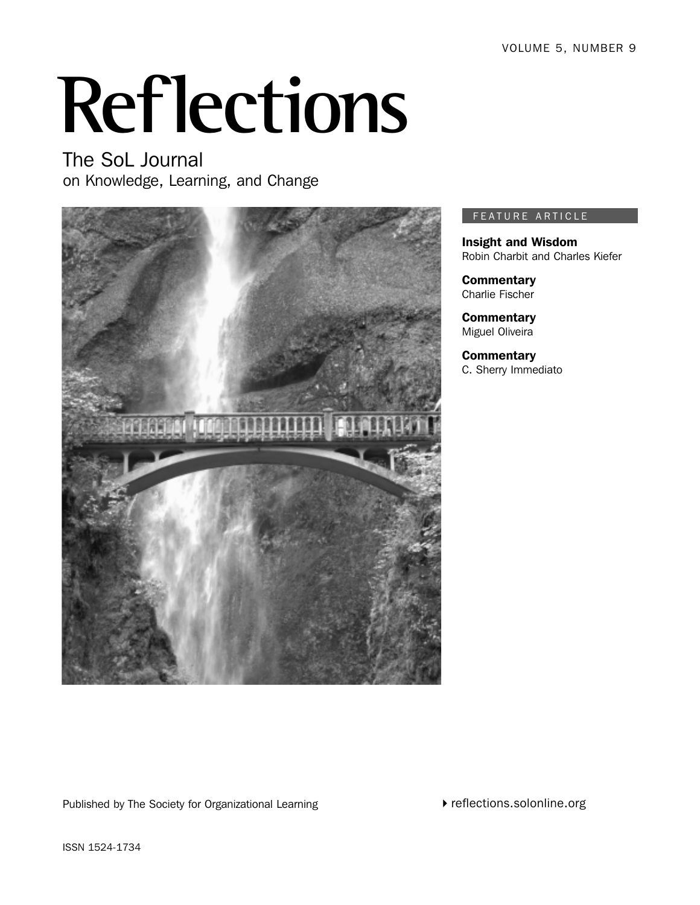VOLUME 5, NUMBER 9

# Reflections

## The SoL Journal
on Knowledge, Learning, and Change

FEATURE ARTICLE

**Insight and Wisdom**
Robin Charbit and Charles Kiefer

**Commentary**
Charlie Fischer

**Commentary**
Miguel Oliveira

**Commentary**
C. Sherry Immediato

Published by The Society for Organizational Learning

reflections.solonline.org

ISSN 1524-1734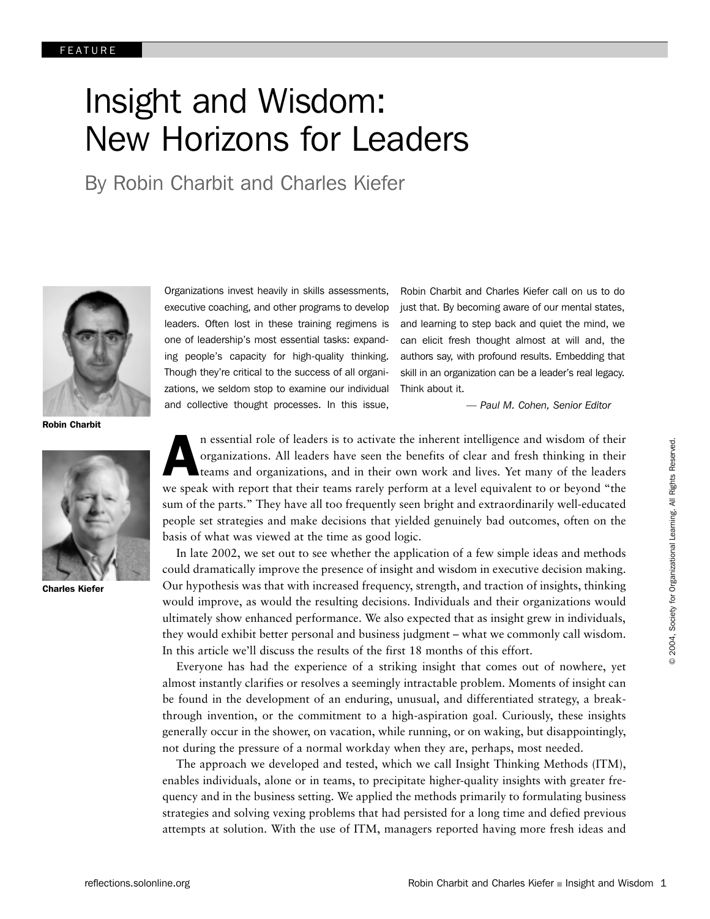FEATURE

# Insight and Wisdom: New Horizons for Leaders

## By Robin Charbit and Charles Kiefer

Robin Charbit

Charles Kiefer

Organizations invest heavily in skills assessments, executive coaching, and other programs to develop leaders. Often lost in these training regimens is one of leadership's most essential tasks: expanding people's capacity for high-quality thinking. Though they're critical to the success of all organizations, we seldom stop to examine our individual and collective thought processes. In this issue, Robin Charbit and Charles Kiefer call on us to do just that. By becoming aware of our mental states, and learning to step back and quiet the mind, we can elicit fresh thought almost at will and, the authors say, with profound results. Embedding that skill in an organization can be a leader's real legacy. Think about it.

*— Paul M. Cohen, Senior Editor*

An essential role of leaders is to activate the inherent intelligence and wisdom of their organizations. All leaders have seen the benefits of clear and fresh thinking in their teams and organizations, and in their own work and lives. Yet many of the leaders we speak with report that their teams rarely perform at a level equivalent to or beyond "the sum of the parts." They have all too frequently seen bright and extraordinarily well-educated people set strategies and make decisions that yielded genuinely bad outcomes, often on the basis of what was viewed at the time as good logic.

In late 2002, we set out to see whether the application of a few simple ideas and methods could dramatically improve the presence of insight and wisdom in executive decision making. Our hypothesis was that with increased frequency, strength, and traction of insights, thinking would improve, as would the resulting decisions. Individuals and their organizations would ultimately show enhanced performance. We also expected that as insight grew in individuals, they would exhibit better personal and business judgment – what we commonly call wisdom. In this article we'll discuss the results of the first 18 months of this effort.

Everyone has had the experience of a striking insight that comes out of nowhere, yet almost instantly clarifies or resolves a seemingly intractable problem. Moments of insight can be found in the development of an enduring, unusual, and differentiated strategy, a breakthrough invention, or the commitment to a high-aspiration goal. Curiously, these insights generally occur in the shower, on vacation, while running, or on waking, but disappointingly, not during the pressure of a normal workday when they are, perhaps, most needed.

The approach we developed and tested, which we call Insight Thinking Methods (ITM), enables individuals, alone or in teams, to precipitate higher-quality insights with greater frequency and in the business setting. We applied the methods primarily to formulating business strategies and solving vexing problems that had persisted for a long time and defied previous attempts at solution. With the use of ITM, managers reported having more fresh ideas and

© 2004, Society for Organizational Learning. All Rights Reserved.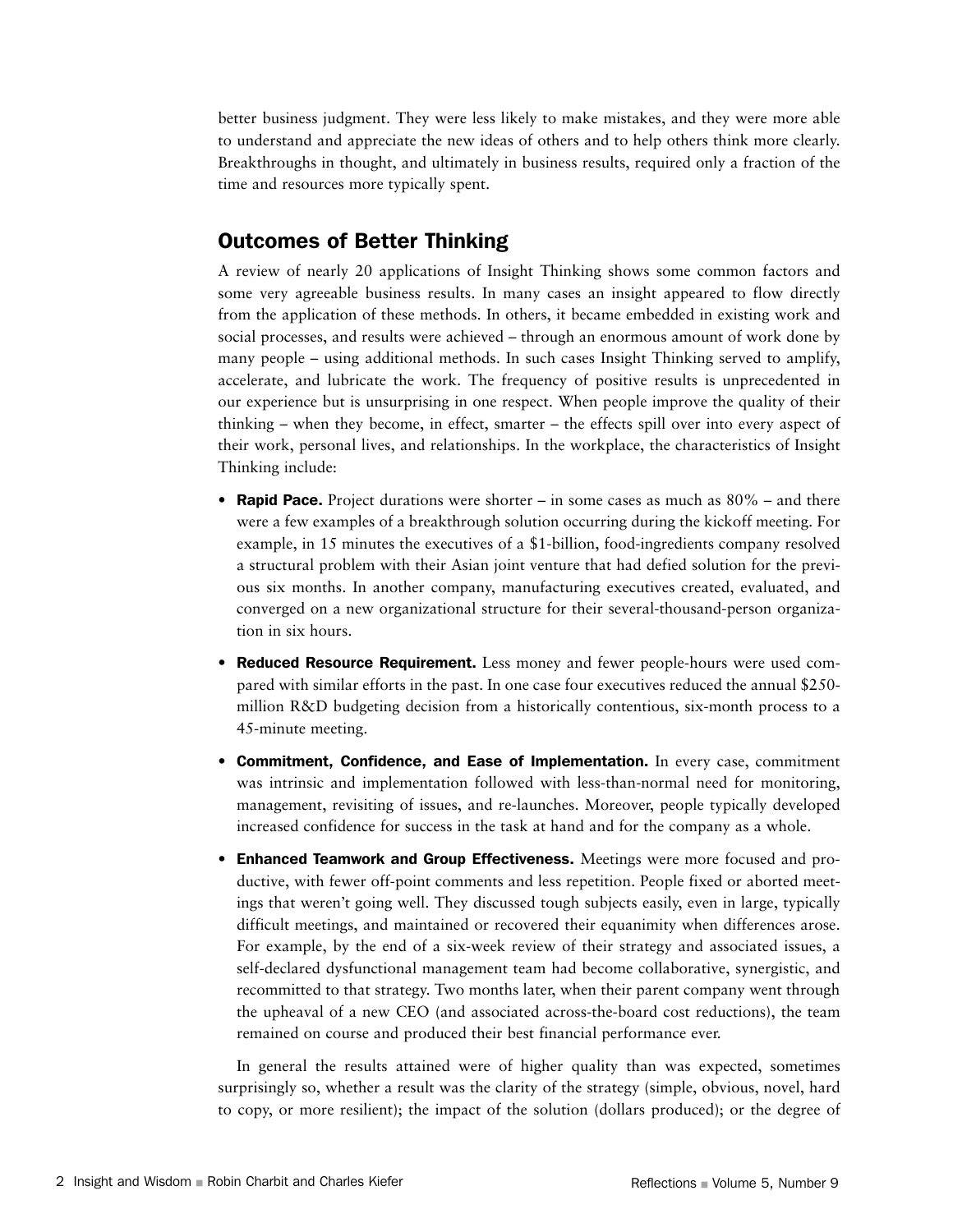better business judgment. They were less likely to make mistakes, and they were more able to understand and appreciate the new ideas of others and to help others think more clearly. Breakthroughs in thought, and ultimately in business results, required only a fraction of the time and resources more typically spent.

## Outcomes of Better Thinking

A review of nearly 20 applications of Insight Thinking shows some common factors and some very agreeable business results. In many cases an insight appeared to flow directly from the application of these methods. In others, it became embedded in existing work and social processes, and results were achieved – through an enormous amount of work done by many people – using additional methods. In such cases Insight Thinking served to amplify, accelerate, and lubricate the work. The frequency of positive results is unprecedented in our experience but is unsurprising in one respect. When people improve the quality of their thinking – when they become, in effect, smarter – the effects spill over into every aspect of their work, personal lives, and relationships. In the workplace, the characteristics of Insight Thinking include:

- **Rapid Pace.** Project durations were shorter – in some cases as much as 80% – and there were a few examples of a breakthrough solution occurring during the kickoff meeting. For example, in 15 minutes the executives of a $1-billion, food-ingredients company resolved a structural problem with their Asian joint venture that had defied solution for the previous six months. In another company, manufacturing executives created, evaluated, and converged on a new organizational structure for their several-thousand-person organization in six hours.
- **Reduced Resource Requirement.** Less money and fewer people-hours were used compared with similar efforts in the past. In one case four executives reduced the annual $250-million R&D budgeting decision from a historically contentious, six-month process to a 45-minute meeting.
- **Commitment, Confidence, and Ease of Implementation.** In every case, commitment was intrinsic and implementation followed with less-than-normal need for monitoring, management, revisiting of issues, and re-launches. Moreover, people typically developed increased confidence for success in the task at hand and for the company as a whole.
- **Enhanced Teamwork and Group Effectiveness.** Meetings were more focused and productive, with fewer off-point comments and less repetition. People fixed or aborted meetings that weren't going well. They discussed tough subjects easily, even in large, typically difficult meetings, and maintained or recovered their equanimity when differences arose. For example, by the end of a six-week review of their strategy and associated issues, a self-declared dysfunctional management team had become collaborative, synergistic, and recommitted to that strategy. Two months later, when their parent company went through the upheaval of a new CEO (and associated across-the-board cost reductions), the team remained on course and produced their best financial performance ever.

In general the results attained were of higher quality than was expected, sometimes surprisingly so, whether a result was the clarity of the strategy (simple, obvious, novel, hard to copy, or more resilient); the impact of the solution (dollars produced); or the degree of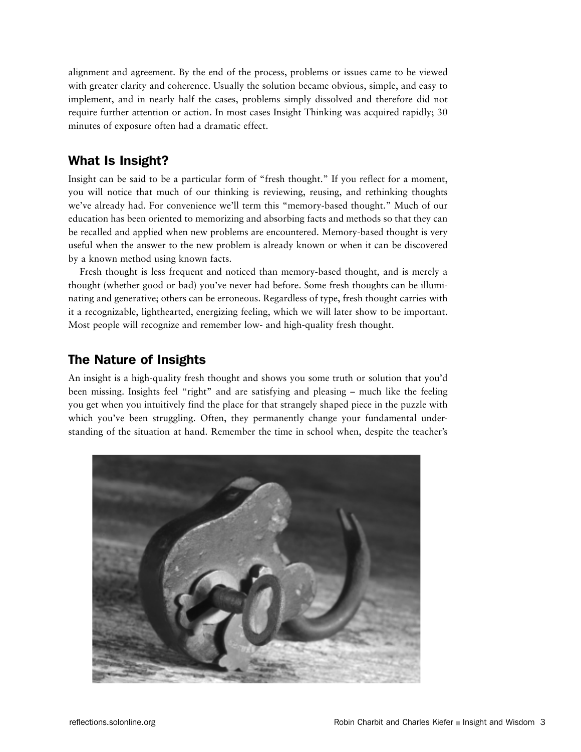alignment and agreement. By the end of the process, problems or issues came to be viewed with greater clarity and coherence. Usually the solution became obvious, simple, and easy to implement, and in nearly half the cases, problems simply dissolved and therefore did not require further attention or action. In most cases Insight Thinking was acquired rapidly; 30 minutes of exposure often had a dramatic effect.

## What Is Insight?

Insight can be said to be a particular form of "fresh thought." If you reflect for a moment, you will notice that much of our thinking is reviewing, reusing, and rethinking thoughts we've already had. For convenience we'll term this "memory-based thought." Much of our education has been oriented to memorizing and absorbing facts and methods so that they can be recalled and applied when new problems are encountered. Memory-based thought is very useful when the answer to the new problem is already known or when it can be discovered by a known method using known facts.

Fresh thought is less frequent and noticed than memory-based thought, and is merely a thought (whether good or bad) you've never had before. Some fresh thoughts can be illuminating and generative; others can be erroneous. Regardless of type, fresh thought carries with it a recognizable, lighthearted, energizing feeling, which we will later show to be important. Most people will recognize and remember low- and high-quality fresh thought.

## The Nature of Insights

An insight is a high-quality fresh thought and shows you some truth or solution that you'd been missing. Insights feel "right" and are satisfying and pleasing – much like the feeling you get when you intuitively find the place for that strangely shaped piece in the puzzle with which you've been struggling. Often, they permanently change your fundamental understanding of the situation at hand. Remember the time in school when, despite the teacher's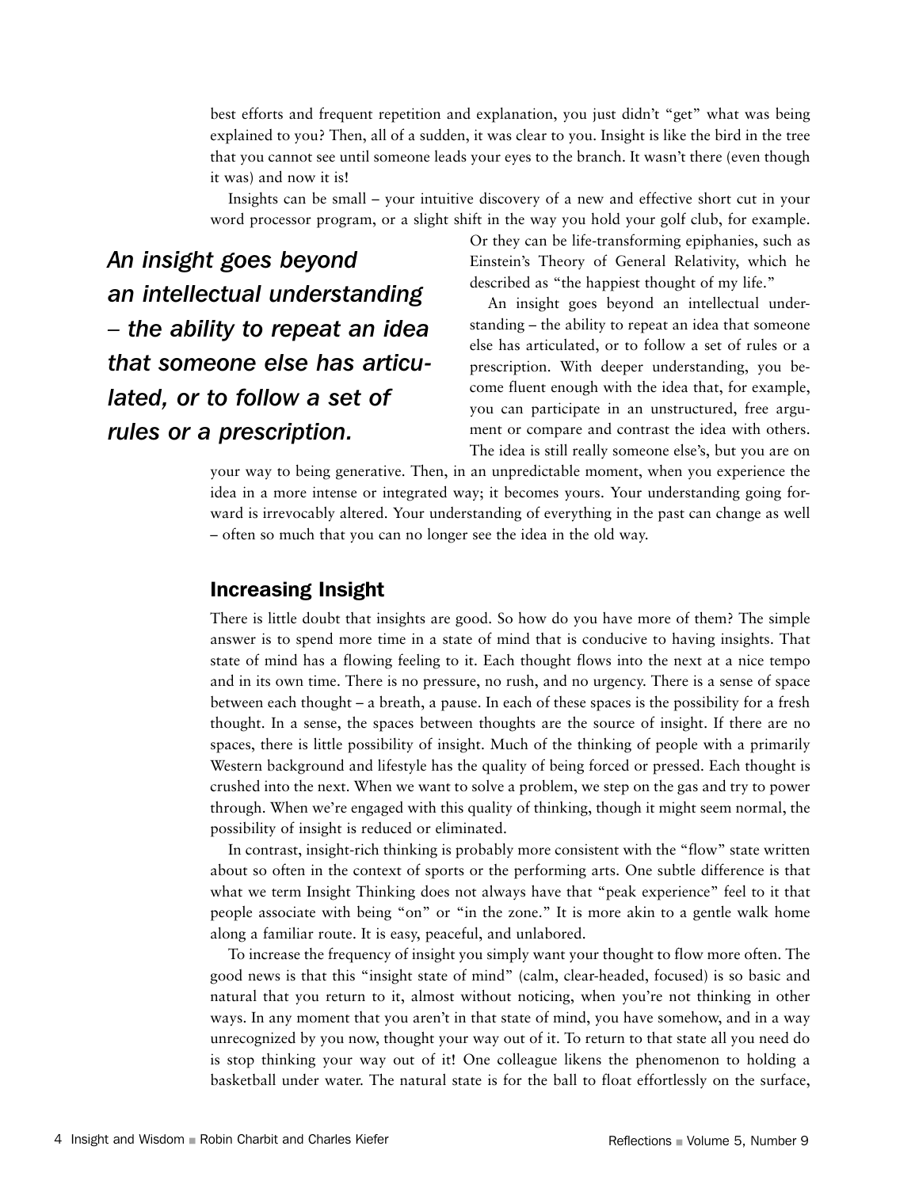best efforts and frequent repetition and explanation, you just didn't "get" what was being explained to you? Then, all of a sudden, it was clear to you. Insight is like the bird in the tree that you cannot see until someone leads your eyes to the branch. It wasn't there (even though it was) and now it is!

Insights can be small – your intuitive discovery of a new and effective short cut in your word processor program, or a slight shift in the way you hold your golf club, for example. Or they can be life-transforming epiphanies, such as Einstein's Theory of General Relativity, which he described as "the happiest thought of my life."

*An insight goes beyond an intellectual understanding – the ability to repeat an idea that someone else has articulated, or to follow a set of rules or a prescription.*

An insight goes beyond an intellectual understanding – the ability to repeat an idea that someone else has articulated, or to follow a set of rules or a prescription. With deeper understanding, you become fluent enough with the idea that, for example, you can participate in an unstructured, free argument or compare and contrast the idea with others. The idea is still really someone else's, but you are on your way to being generative. Then, in an unpredictable moment, when you experience the idea in a more intense or integrated way; it becomes yours. Your understanding going forward is irrevocably altered. Your understanding of everything in the past can change as well – often so much that you can no longer see the idea in the old way.

## Increasing Insight

There is little doubt that insights are good. So how do you have more of them? The simple answer is to spend more time in a state of mind that is conducive to having insights. That state of mind has a flowing feeling to it. Each thought flows into the next at a nice tempo and in its own time. There is no pressure, no rush, and no urgency. There is a sense of space between each thought – a breath, a pause. In each of these spaces is the possibility for a fresh thought. In a sense, the spaces between thoughts are the source of insight. If there are no spaces, there is little possibility of insight. Much of the thinking of people with a primarily Western background and lifestyle has the quality of being forced or pressed. Each thought is crushed into the next. When we want to solve a problem, we step on the gas and try to power through. When we're engaged with this quality of thinking, though it might seem normal, the possibility of insight is reduced or eliminated.

In contrast, insight-rich thinking is probably more consistent with the "flow" state written about so often in the context of sports or the performing arts. One subtle difference is that what we term Insight Thinking does not always have that "peak experience" feel to it that people associate with being "on" or "in the zone." It is more akin to a gentle walk home along a familiar route. It is easy, peaceful, and unlabored.

To increase the frequency of insight you simply want your thought to flow more often. The good news is that this "insight state of mind" (calm, clear-headed, focused) is so basic and natural that you return to it, almost without noticing, when you're not thinking in other ways. In any moment that you aren't in that state of mind, you have somehow, and in a way unrecognized by you now, thought your way out of it. To return to that state all you need do is stop thinking your way out of it! One colleague likens the phenomenon to holding a basketball under water. The natural state is for the ball to float effortlessly on the surface,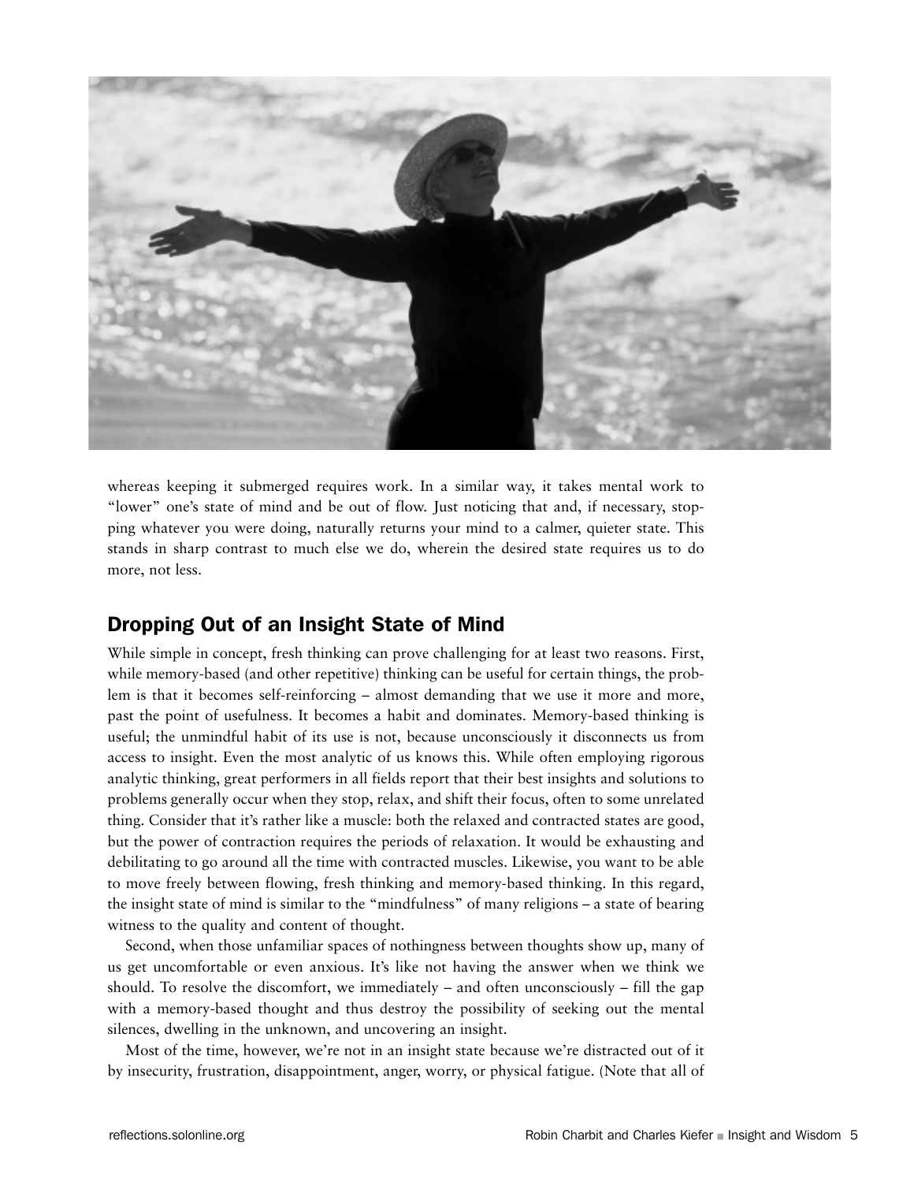whereas keeping it submerged requires work. In a similar way, it takes mental work to "lower" one's state of mind and be out of flow. Just noticing that and, if necessary, stopping whatever you were doing, naturally returns your mind to a calmer, quieter state. This stands in sharp contrast to much else we do, wherein the desired state requires us to do more, not less.

## Dropping Out of an Insight State of Mind

While simple in concept, fresh thinking can prove challenging for at least two reasons. First, while memory-based (and other repetitive) thinking can be useful for certain things, the problem is that it becomes self-reinforcing – almost demanding that we use it more and more, past the point of usefulness. It becomes a habit and dominates. Memory-based thinking is useful; the unmindful habit of its use is not, because unconsciously it disconnects us from access to insight. Even the most analytic of us knows this. While often employing rigorous analytic thinking, great performers in all fields report that their best insights and solutions to problems generally occur when they stop, relax, and shift their focus, often to some unrelated thing. Consider that it's rather like a muscle: both the relaxed and contracted states are good, but the power of contraction requires the periods of relaxation. It would be exhausting and debilitating to go around all the time with contracted muscles. Likewise, you want to be able to move freely between flowing, fresh thinking and memory-based thinking. In this regard, the insight state of mind is similar to the "mindfulness" of many religions – a state of bearing witness to the quality and content of thought.

Second, when those unfamiliar spaces of nothingness between thoughts show up, many of us get uncomfortable or even anxious. It's like not having the answer when we think we should. To resolve the discomfort, we immediately – and often unconsciously – fill the gap with a memory-based thought and thus destroy the possibility of seeking out the mental silences, dwelling in the unknown, and uncovering an insight.

Most of the time, however, we're not in an insight state because we're distracted out of it by insecurity, frustration, disappointment, anger, worry, or physical fatigue. (Note that all of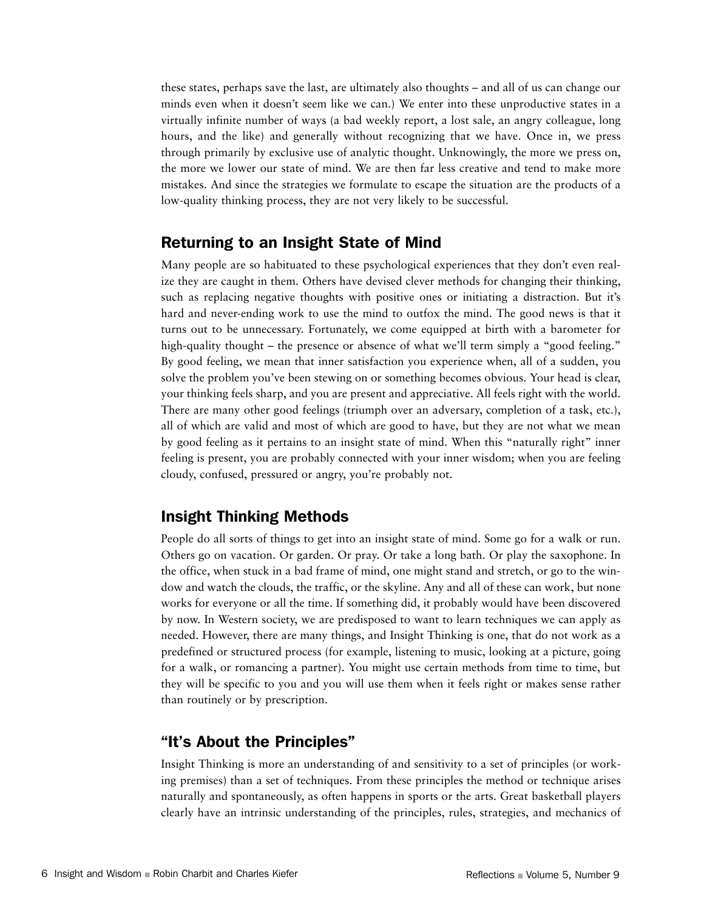these states, perhaps save the last, are ultimately also thoughts – and all of us can change our minds even when it doesn't seem like we can.) We enter into these unproductive states in a virtually infinite number of ways (a bad weekly report, a lost sale, an angry colleague, long hours, and the like) and generally without recognizing that we have. Once in, we press through primarily by exclusive use of analytic thought. Unknowingly, the more we press on, the more we lower our state of mind. We are then far less creative and tend to make more mistakes. And since the strategies we formulate to escape the situation are the products of a low-quality thinking process, they are not very likely to be successful.

## Returning to an Insight State of Mind

Many people are so habituated to these psychological experiences that they don't even realize they are caught in them. Others have devised clever methods for changing their thinking, such as replacing negative thoughts with positive ones or initiating a distraction. But it's hard and never-ending work to use the mind to outfox the mind. The good news is that it turns out to be unnecessary. Fortunately, we come equipped at birth with a barometer for high-quality thought – the presence or absence of what we'll term simply a "good feeling." By good feeling, we mean that inner satisfaction you experience when, all of a sudden, you solve the problem you've been stewing on or something becomes obvious. Your head is clear, your thinking feels sharp, and you are present and appreciative. All feels right with the world. There are many other good feelings (triumph over an adversary, completion of a task, etc.), all of which are valid and most of which are good to have, but they are not what we mean by good feeling as it pertains to an insight state of mind. When this "naturally right" inner feeling is present, you are probably connected with your inner wisdom; when you are feeling cloudy, confused, pressured or angry, you're probably not.

## Insight Thinking Methods

People do all sorts of things to get into an insight state of mind. Some go for a walk or run. Others go on vacation. Or garden. Or pray. Or take a long bath. Or play the saxophone. In the office, when stuck in a bad frame of mind, one might stand and stretch, or go to the window and watch the clouds, the traffic, or the skyline. Any and all of these can work, but none works for everyone or all the time. If something did, it probably would have been discovered by now. In Western society, we are predisposed to want to learn techniques we can apply as needed. However, there are many things, and Insight Thinking is one, that do not work as a predefined or structured process (for example, listening to music, looking at a picture, going for a walk, or romancing a partner). You might use certain methods from time to time, but they will be specific to you and you will use them when it feels right or makes sense rather than routinely or by prescription.

## "It's About the Principles"

Insight Thinking is more an understanding of and sensitivity to a set of principles (or working premises) than a set of techniques. From these principles the method or technique arises naturally and spontaneously, as often happens in sports or the arts. Great basketball players clearly have an intrinsic understanding of the principles, rules, strategies, and mechanics of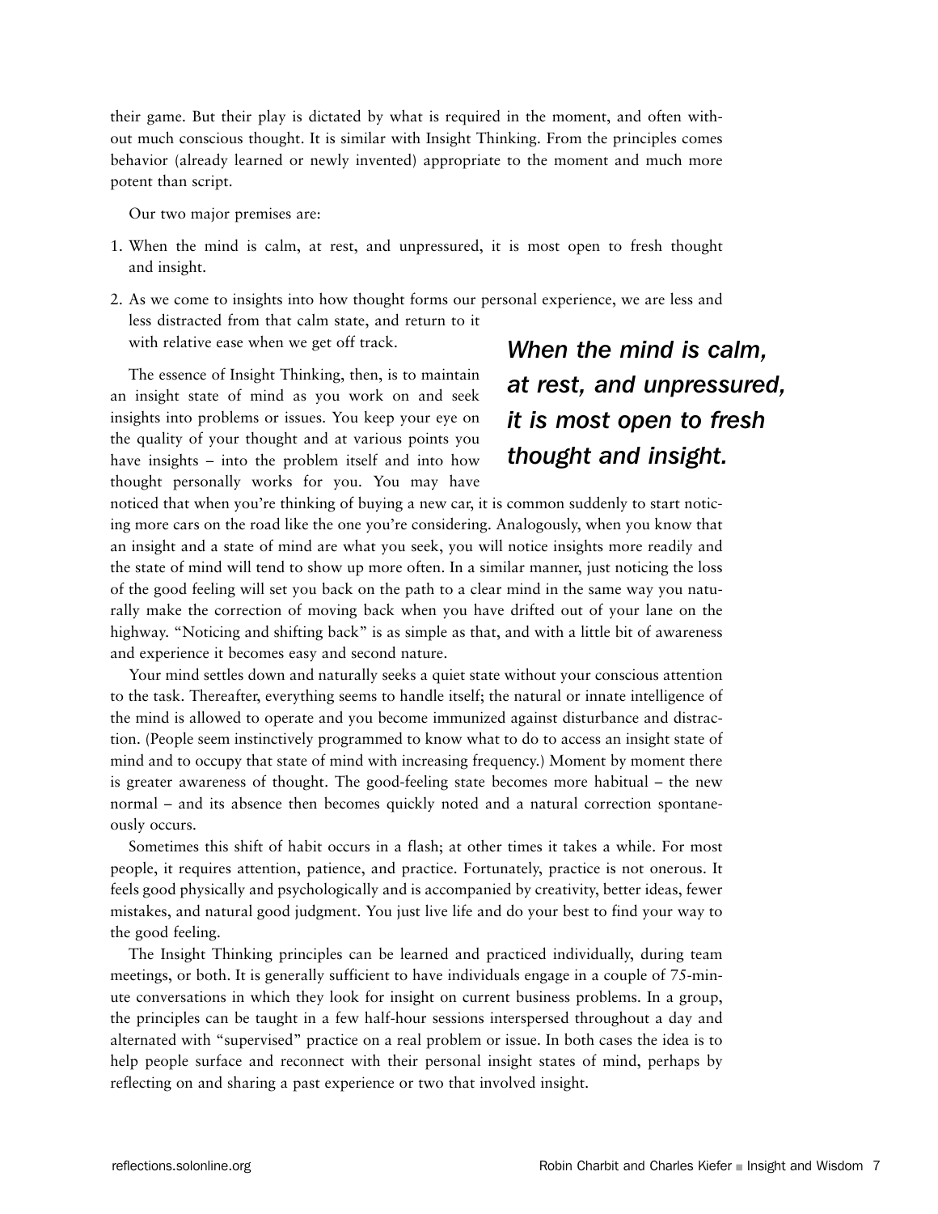their game. But their play is dictated by what is required in the moment, and often without much conscious thought. It is similar with Insight Thinking. From the principles comes behavior (already learned or newly invented) appropriate to the moment and much more potent than script.

Our two major premises are:

1. When the mind is calm, at rest, and unpressured, it is most open to fresh thought and insight.
2. As we come to insights into how thought forms our personal experience, we are less and less distracted from that calm state, and return to it with relative ease when we get off track.

***When the mind is calm, at rest, and unpressured, it is most open to fresh thought and insight.***

The essence of Insight Thinking, then, is to maintain an insight state of mind as you work on and seek insights into problems or issues. You keep your eye on the quality of your thought and at various points you have insights – into the problem itself and into how thought personally works for you. You may have noticed that when you're thinking of buying a new car, it is common suddenly to start noticing more cars on the road like the one you're considering. Analogously, when you know that an insight and a state of mind are what you seek, you will notice insights more readily and the state of mind will tend to show up more often. In a similar manner, just noticing the loss of the good feeling will set you back on the path to a clear mind in the same way you naturally make the correction of moving back when you have drifted out of your lane on the highway. "Noticing and shifting back" is as simple as that, and with a little bit of awareness and experience it becomes easy and second nature.

Your mind settles down and naturally seeks a quiet state without your conscious attention to the task. Thereafter, everything seems to handle itself; the natural or innate intelligence of the mind is allowed to operate and you become immunized against disturbance and distraction. (People seem instinctively programmed to know what to do to access an insight state of mind and to occupy that state of mind with increasing frequency.) Moment by moment there is greater awareness of thought. The good-feeling state becomes more habitual – the new normal – and its absence then becomes quickly noted and a natural correction spontaneously occurs.

Sometimes this shift of habit occurs in a flash; at other times it takes a while. For most people, it requires attention, patience, and practice. Fortunately, practice is not onerous. It feels good physically and psychologically and is accompanied by creativity, better ideas, fewer mistakes, and natural good judgment. You just live life and do your best to find your way to the good feeling.

The Insight Thinking principles can be learned and practiced individually, during team meetings, or both. It is generally sufficient to have individuals engage in a couple of 75-minute conversations in which they look for insight on current business problems. In a group, the principles can be taught in a few half-hour sessions interspersed throughout a day and alternated with "supervised" practice on a real problem or issue. In both cases the idea is to help people surface and reconnect with their personal insight states of mind, perhaps by reflecting on and sharing a past experience or two that involved insight.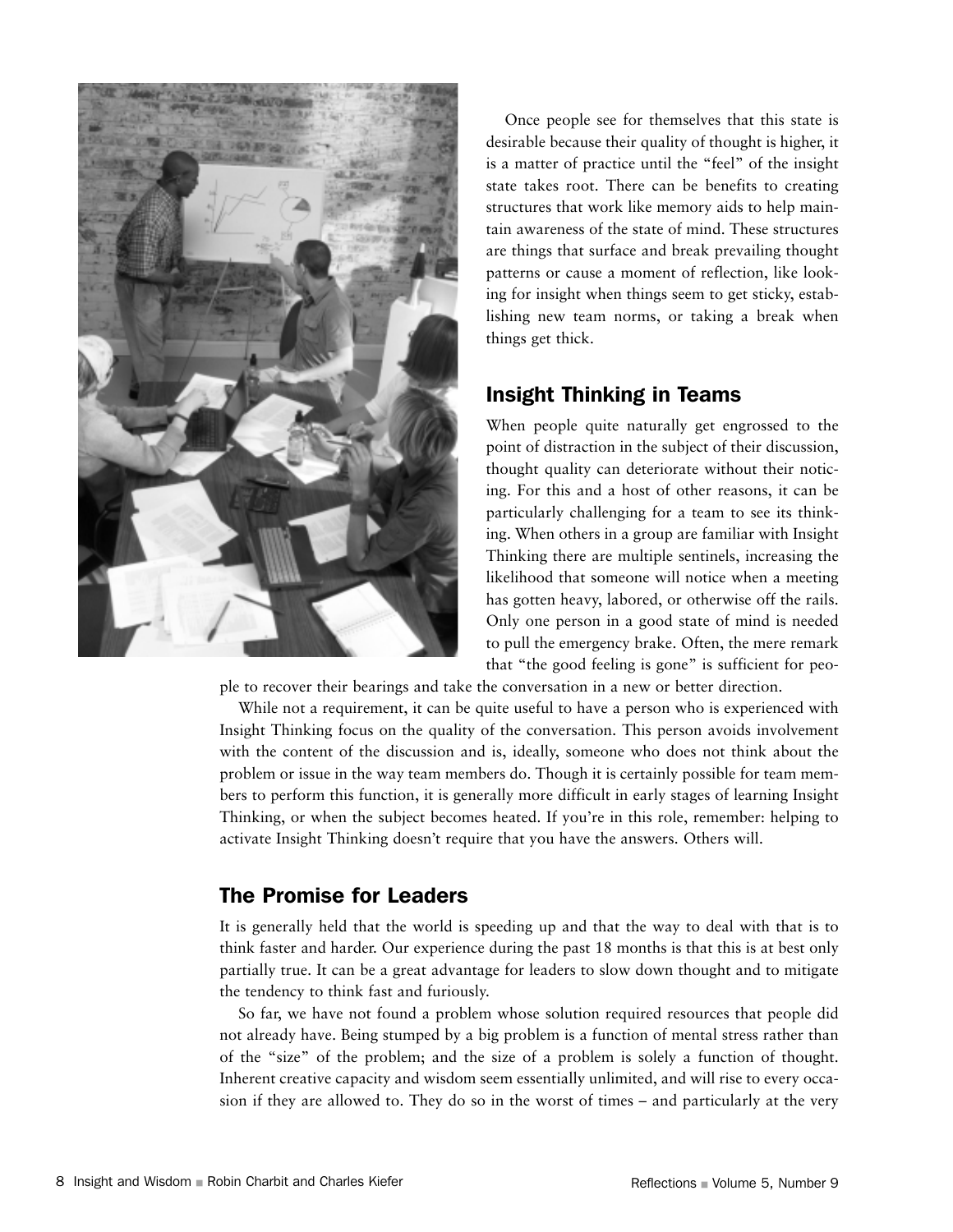Once people see for themselves that this state is desirable because their quality of thought is higher, it is a matter of practice until the "feel" of the insight state takes root. There can be benefits to creating structures that work like memory aids to help maintain awareness of the state of mind. These structures are things that surface and break prevailing thought patterns or cause a moment of reflection, like looking for insight when things seem to get sticky, establishing new team norms, or taking a break when things get thick.

## Insight Thinking in Teams

When people quite naturally get engrossed to the point of distraction in the subject of their discussion, thought quality can deteriorate without their noticing. For this and a host of other reasons, it can be particularly challenging for a team to see its thinking. When others in a group are familiar with Insight Thinking there are multiple sentinels, increasing the likelihood that someone will notice when a meeting has gotten heavy, labored, or otherwise off the rails. Only one person in a good state of mind is needed to pull the emergency brake. Often, the mere remark that "the good feeling is gone" is sufficient for people to recover their bearings and take the conversation in a new or better direction.

While not a requirement, it can be quite useful to have a person who is experienced with Insight Thinking focus on the quality of the conversation. This person avoids involvement with the content of the discussion and is, ideally, someone who does not think about the problem or issue in the way team members do. Though it is certainly possible for team members to perform this function, it is generally more difficult in early stages of learning Insight Thinking, or when the subject becomes heated. If you're in this role, remember: helping to activate Insight Thinking doesn't require that you have the answers. Others will.

## The Promise for Leaders

It is generally held that the world is speeding up and that the way to deal with that is to think faster and harder. Our experience during the past 18 months is that this is at best only partially true. It can be a great advantage for leaders to slow down thought and to mitigate the tendency to think fast and furiously.

So far, we have not found a problem whose solution required resources that people did not already have. Being stumped by a big problem is a function of mental stress rather than of the "size" of the problem; and the size of a problem is solely a function of thought. Inherent creative capacity and wisdom seem essentially unlimited, and will rise to every occasion if they are allowed to. They do so in the worst of times – and particularly at the very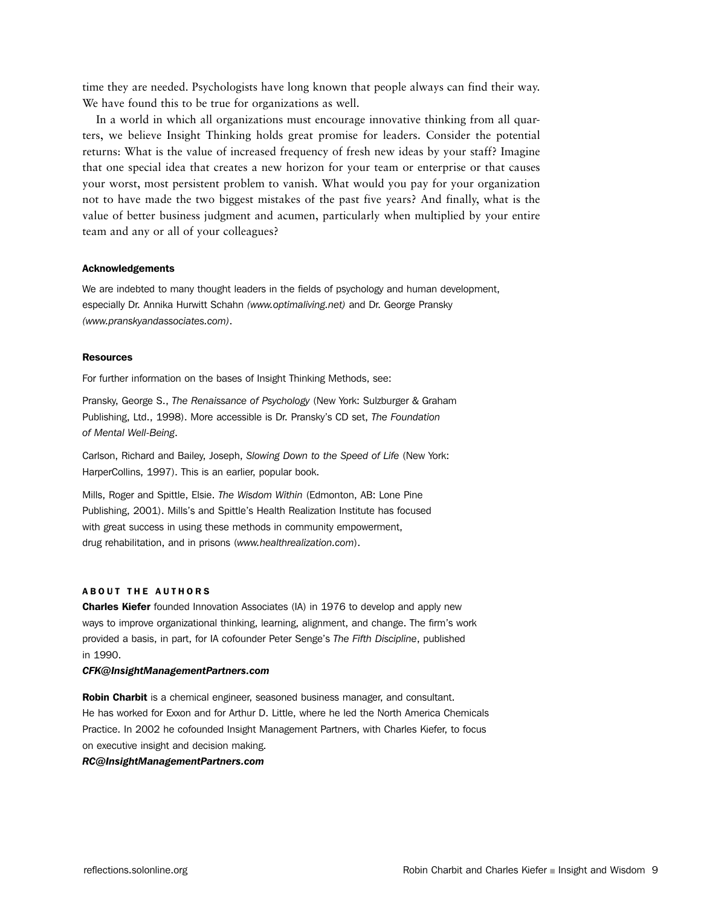time they are needed. Psychologists have long known that people always can find their way. We have found this to be true for organizations as well.

In a world in which all organizations must encourage innovative thinking from all quarters, we believe Insight Thinking holds great promise for leaders. Consider the potential returns: What is the value of increased frequency of fresh new ideas by your staff? Imagine that one special idea that creates a new horizon for your team or enterprise or that causes your worst, most persistent problem to vanish. What would you pay for your organization not to have made the two biggest mistakes of the past five years? And finally, what is the value of better business judgment and acumen, particularly when multiplied by your entire team and any or all of your colleagues?

### Acknowledgements

We are indebted to many thought leaders in the fields of psychology and human development, especially Dr. Annika Hurwitt Schahn *(www.optimaliving.net)* and Dr. George Pransky *(www.pranskyandassociates.com)*.

### Resources

For further information on the bases of Insight Thinking Methods, see:

Pransky, George S., *The Renaissance of Psychology* (New York: Sulzburger & Graham Publishing, Ltd., 1998). More accessible is Dr. Pransky's CD set, *The Foundation of Mental Well-Being*.

Carlson, Richard and Bailey, Joseph, *Slowing Down to the Speed of Life* (New York: HarperCollins, 1997). This is an earlier, popular book.

Mills, Roger and Spittle, Elsie. *The Wisdom Within* (Edmonton, AB: Lone Pine Publishing, 2001). Mills's and Spittle's Health Realization Institute has focused with great success in using these methods in community empowerment, drug rehabilitation, and in prisons (*www.healthrealization.com*).

### ABOUT THE AUTHORS

**Charles Kiefer** founded Innovation Associates (IA) in 1976 to develop and apply new ways to improve organizational thinking, learning, alignment, and change. The firm's work provided a basis, in part, for IA cofounder Peter Senge's *The Fifth Discipline*, published in 1990.

***CFK@InsightManagementPartners.com***

**Robin Charbit** is a chemical engineer, seasoned business manager, and consultant. He has worked for Exxon and for Arthur D. Little, where he led the North America Chemicals Practice. In 2002 he cofounded Insight Management Partners, with Charles Kiefer, to focus on executive insight and decision making.

***RC@InsightManagementPartners.com***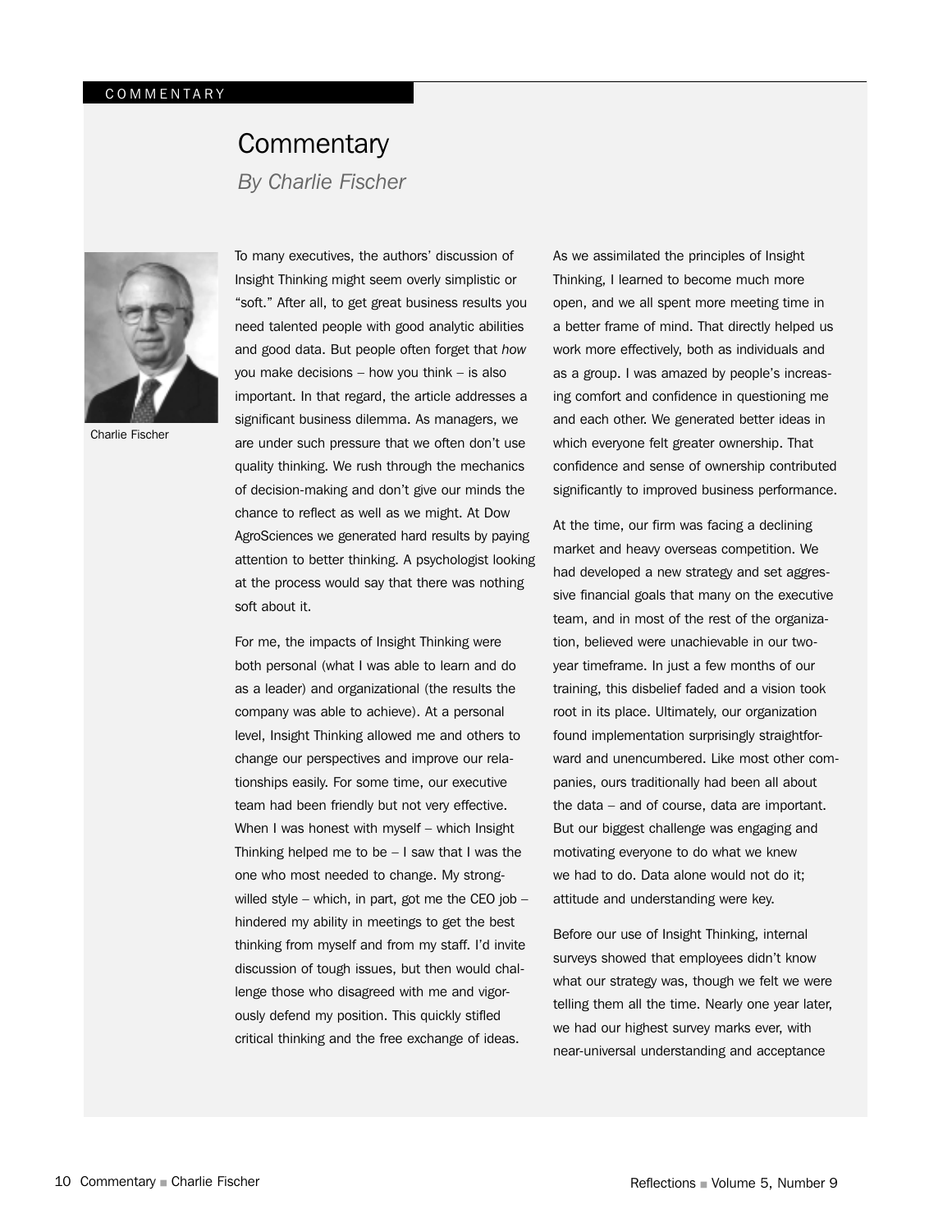COMMENTARY

# Commentary

*By Charlie Fischer*

Charlie Fischer

To many executives, the authors' discussion of Insight Thinking might seem overly simplistic or "soft." After all, to get great business results you need talented people with good analytic abilities and good data. But people often forget that *how* you make decisions – how you think – is also important. In that regard, the article addresses a significant business dilemma. As managers, we are under such pressure that we often don't use quality thinking. We rush through the mechanics of decision-making and don't give our minds the chance to reflect as well as we might. At Dow AgroSciences we generated hard results by paying attention to better thinking. A psychologist looking at the process would say that there was nothing soft about it.

For me, the impacts of Insight Thinking were both personal (what I was able to learn and do as a leader) and organizational (the results the company was able to achieve). At a personal level, Insight Thinking allowed me and others to change our perspectives and improve our relationships easily. For some time, our executive team had been friendly but not very effective. When I was honest with myself – which Insight Thinking helped me to be – I saw that I was the one who most needed to change. My strong-willed style – which, in part, got me the CEO job – hindered my ability in meetings to get the best thinking from myself and from my staff. I'd invite discussion of tough issues, but then would challenge those who disagreed with me and vigorously defend my position. This quickly stifled critical thinking and the free exchange of ideas.

As we assimilated the principles of Insight Thinking, I learned to become much more open, and we all spent more meeting time in a better frame of mind. That directly helped us work more effectively, both as individuals and as a group. I was amazed by people's increasing comfort and confidence in questioning me and each other. We generated better ideas in which everyone felt greater ownership. That confidence and sense of ownership contributed significantly to improved business performance.

At the time, our firm was facing a declining market and heavy overseas competition. We had developed a new strategy and set aggressive financial goals that many on the executive team, and in most of the rest of the organization, believed were unachievable in our two-year timeframe. In just a few months of our training, this disbelief faded and a vision took root in its place. Ultimately, our organization found implementation surprisingly straightforward and unencumbered. Like most other companies, ours traditionally had been all about the data – and of course, data are important. But our biggest challenge was engaging and motivating everyone to do what we knew we had to do. Data alone would not do it; attitude and understanding were key.

Before our use of Insight Thinking, internal surveys showed that employees didn't know what our strategy was, though we felt we were telling them all the time. Nearly one year later, we had our highest survey marks ever, with near-universal understanding and acceptance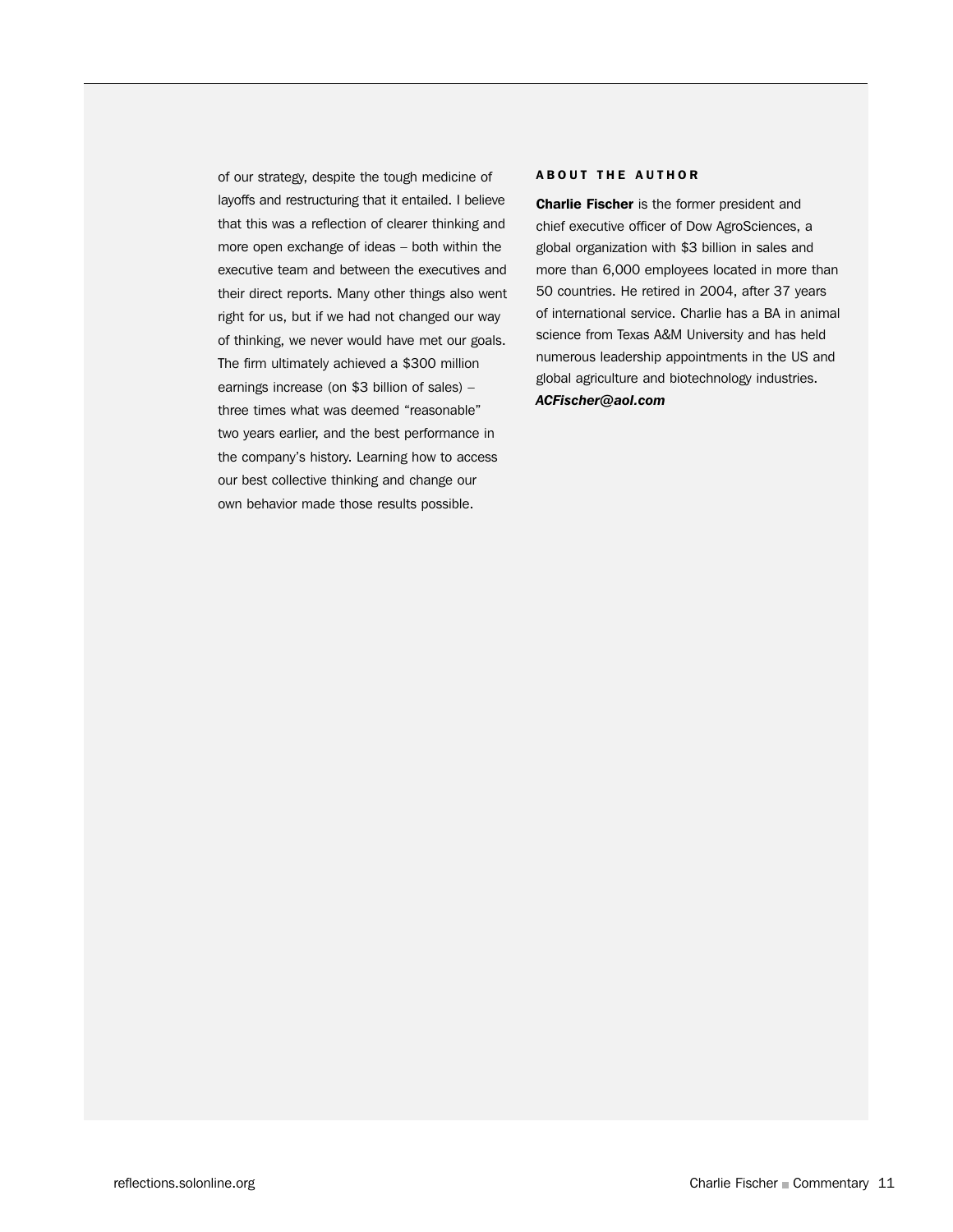of our strategy, despite the tough medicine of layoffs and restructuring that it entailed. I believe that this was a reflection of clearer thinking and more open exchange of ideas – both within the executive team and between the executives and their direct reports. Many other things also went right for us, but if we had not changed our way of thinking, we never would have met our goals. The firm ultimately achieved a $300 million earnings increase (on $3 billion of sales) – three times what was deemed "reasonable" two years earlier, and the best performance in the company's history. Learning how to access our best collective thinking and change our own behavior made those results possible.

#### ABOUT THE AUTHOR

**Charlie Fischer** is the former president and chief executive officer of Dow AgroSciences, a global organization with $3 billion in sales and more than 6,000 employees located in more than 50 countries. He retired in 2004, after 37 years of international service. Charlie has a BA in animal science from Texas A&M University and has held numerous leadership appointments in the US and global agriculture and biotechnology industries.
***ACFischer@aol.com***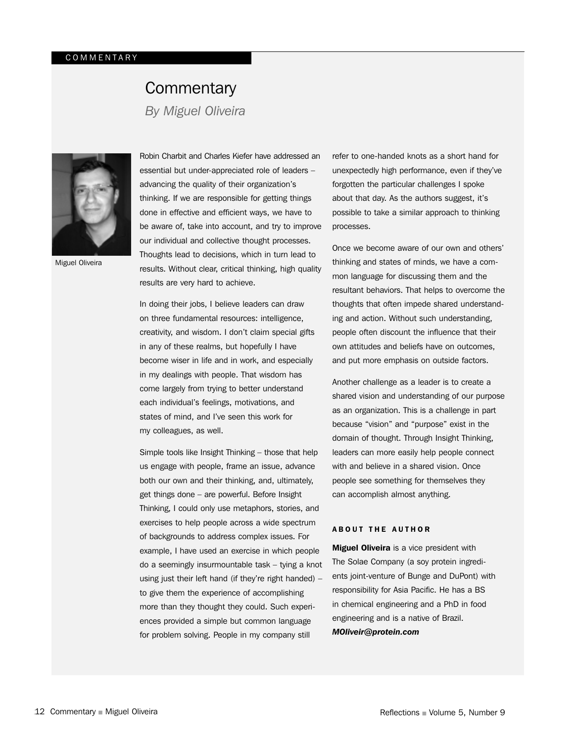# Commentary

*By Miguel Oliveira*

Miguel Oliveira

Robin Charbit and Charles Kiefer have addressed an essential but under-appreciated role of leaders – advancing the quality of their organization's thinking. If we are responsible for getting things done in effective and efficient ways, we have to be aware of, take into account, and try to improve our individual and collective thought processes. Thoughts lead to decisions, which in turn lead to results. Without clear, critical thinking, high quality results are very hard to achieve.

In doing their jobs, I believe leaders can draw on three fundamental resources: intelligence, creativity, and wisdom. I don't claim special gifts in any of these realms, but hopefully I have become wiser in life and in work, and especially in my dealings with people. That wisdom has come largely from trying to better understand each individual's feelings, motivations, and states of mind, and I've seen this work for my colleagues, as well.

Simple tools like Insight Thinking – those that help us engage with people, frame an issue, advance both our own and their thinking, and, ultimately, get things done – are powerful. Before Insight Thinking, I could only use metaphors, stories, and exercises to help people across a wide spectrum of backgrounds to address complex issues. For example, I have used an exercise in which people do a seemingly insurmountable task – tying a knot using just their left hand (if they're right handed) – to give them the experience of accomplishing more than they thought they could. Such experiences provided a simple but common language for problem solving. People in my company still refer to one-handed knots as a short hand for unexpectedly high performance, even if they've forgotten the particular challenges I spoke about that day. As the authors suggest, it's possible to take a similar approach to thinking processes.

Once we become aware of our own and others' thinking and states of minds, we have a common language for discussing them and the resultant behaviors. That helps to overcome the thoughts that often impede shared understanding and action. Without such understanding, people often discount the influence that their own attitudes and beliefs have on outcomes, and put more emphasis on outside factors.

Another challenge as a leader is to create a shared vision and understanding of our purpose as an organization. This is a challenge in part because "vision" and "purpose" exist in the domain of thought. Through Insight Thinking, leaders can more easily help people connect with and believe in a shared vision. Once people see something for themselves they can accomplish almost anything.

## ABOUT THE AUTHOR

**Miguel Oliveira** is a vice president with The Solae Company (a soy protein ingredients joint-venture of Bunge and DuPont) with responsibility for Asia Pacific. He has a BS in chemical engineering and a PhD in food engineering and is a native of Brazil. ***MOliveir@protein.com***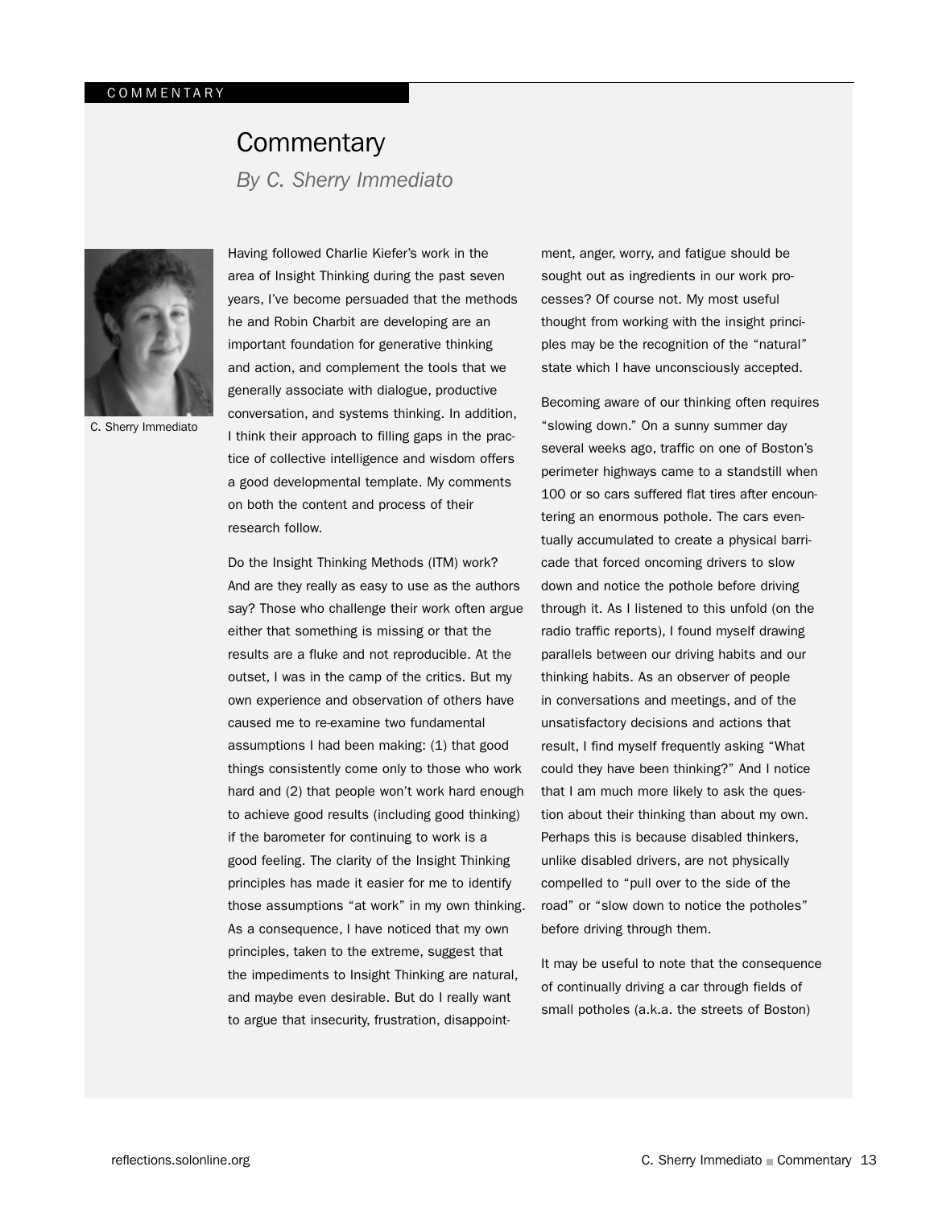# Commentary

*By C. Sherry Immediato*

C. Sherry Immediato

Having followed Charlie Kiefer's work in the area of Insight Thinking during the past seven years, I've become persuaded that the methods he and Robin Charbit are developing are an important foundation for generative thinking and action, and complement the tools that we generally associate with dialogue, productive conversation, and systems thinking. In addition, I think their approach to filling gaps in the practice of collective intelligence and wisdom offers a good developmental template. My comments on both the content and process of their research follow.

Do the Insight Thinking Methods (ITM) work? And are they really as easy to use as the authors say? Those who challenge their work often argue either that something is missing or that the results are a fluke and not reproducible. At the outset, I was in the camp of the critics. But my own experience and observation of others have caused me to re-examine two fundamental assumptions I had been making: (1) that good things consistently come only to those who work hard and (2) that people won't work hard enough to achieve good results (including good thinking) if the barometer for continuing to work is a good feeling. The clarity of the Insight Thinking principles has made it easier for me to identify those assumptions "at work" in my own thinking. As a consequence, I have noticed that my own principles, taken to the extreme, suggest that the impediments to Insight Thinking are natural, and maybe even desirable. But do I really want to argue that insecurity, frustration, disappointment, anger, worry, and fatigue should be sought out as ingredients in our work processes? Of course not. My most useful thought from working with the insight principles may be the recognition of the "natural" state which I have unconsciously accepted.

Becoming aware of our thinking often requires "slowing down." On a sunny summer day several weeks ago, traffic on one of Boston's perimeter highways came to a standstill when 100 or so cars suffered flat tires after encountering an enormous pothole. The cars eventually accumulated to create a physical barricade that forced oncoming drivers to slow down and notice the pothole before driving through it. As I listened to this unfold (on the radio traffic reports), I found myself drawing parallels between our driving habits and our thinking habits. As an observer of people in conversations and meetings, and of the unsatisfactory decisions and actions that result, I find myself frequently asking "What could they have been thinking?" And I notice that I am much more likely to ask the question about their thinking than about my own. Perhaps this is because disabled thinkers, unlike disabled drivers, are not physically compelled to "pull over to the side of the road" or "slow down to notice the potholes" before driving through them.

It may be useful to note that the consequence of continually driving a car through fields of small potholes (a.k.a. the streets of Boston)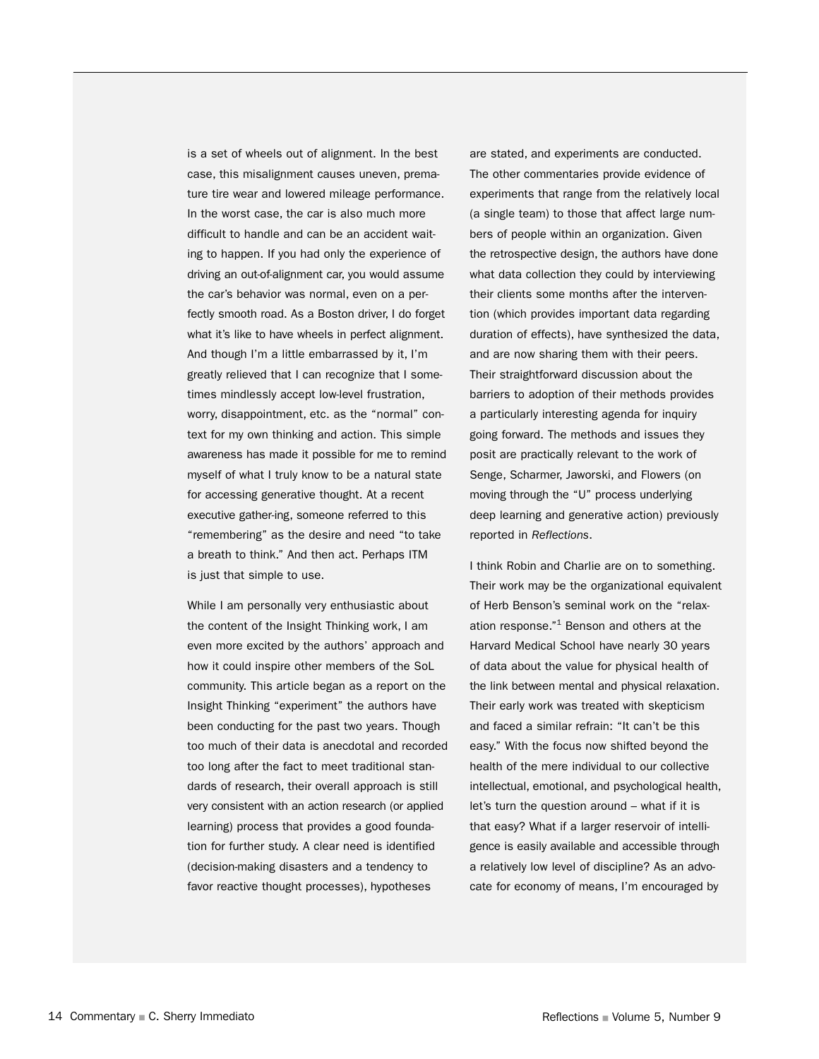is a set of wheels out of alignment. In the best case, this misalignment causes uneven, premature tire wear and lowered mileage performance. In the worst case, the car is also much more difficult to handle and can be an accident waiting to happen. If you had only the experience of driving an out-of-alignment car, you would assume the car's behavior was normal, even on a perfectly smooth road. As a Boston driver, I do forget what it's like to have wheels in perfect alignment. And though I'm a little embarrassed by it, I'm greatly relieved that I can recognize that I sometimes mindlessly accept low-level frustration, worry, disappointment, etc. as the "normal" context for my own thinking and action. This simple awareness has made it possible for me to remind myself of what I truly know to be a natural state for accessing generative thought. At a recent executive gather-ing, someone referred to this "remembering" as the desire and need "to take a breath to think." And then act. Perhaps ITM is just that simple to use.

While I am personally very enthusiastic about the content of the Insight Thinking work, I am even more excited by the authors' approach and how it could inspire other members of the SoL community. This article began as a report on the Insight Thinking "experiment" the authors have been conducting for the past two years. Though too much of their data is anecdotal and recorded too long after the fact to meet traditional standards of research, their overall approach is still very consistent with an action research (or applied learning) process that provides a good foundation for further study. A clear need is identified (decision-making disasters and a tendency to favor reactive thought processes), hypotheses are stated, and experiments are conducted. The other commentaries provide evidence of experiments that range from the relatively local (a single team) to those that affect large numbers of people within an organization. Given the retrospective design, the authors have done what data collection they could by interviewing their clients some months after the intervention (which provides important data regarding duration of effects), have synthesized the data, and are now sharing them with their peers. Their straightforward discussion about the barriers to adoption of their methods provides a particularly interesting agenda for inquiry going forward. The methods and issues they posit are practically relevant to the work of Senge, Scharmer, Jaworski, and Flowers (on moving through the "U" process underlying deep learning and generative action) previously reported in *Reflections*.

I think Robin and Charlie are on to something. Their work may be the organizational equivalent of Herb Benson's seminal work on the "relaxation response."[1] Benson and others at the Harvard Medical School have nearly 30 years of data about the value for physical health of the link between mental and physical relaxation. Their early work was treated with skepticism and faced a similar refrain: "It can't be this easy." With the focus now shifted beyond the health of the mere individual to our collective intellectual, emotional, and psychological health, let's turn the question around – what if it is that easy? What if a larger reservoir of intelligence is easily available and accessible through a relatively low level of discipline? As an advocate for economy of means, I'm encouraged by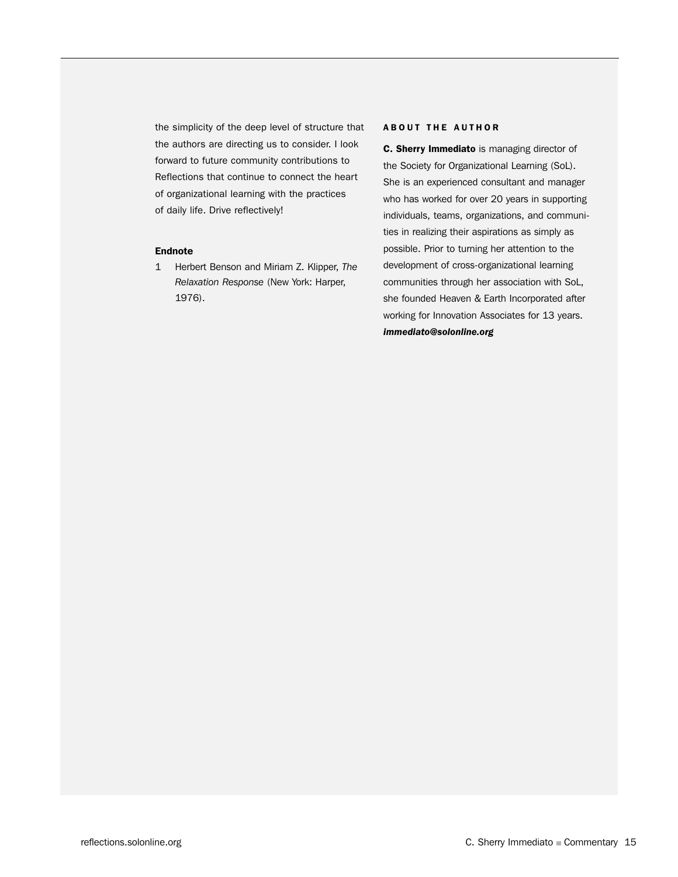the simplicity of the deep level of structure that the authors are directing us to consider. I look forward to future community contributions to Reflections that continue to connect the heart of organizational learning with the practices of daily life. Drive reflectively!

**Endnote**

1 Herbert Benson and Miriam Z. Klipper, *The Relaxation Response* (New York: Harper, 1976).

## ABOUT THE AUTHOR

**C. Sherry Immediato** is managing director of the Society for Organizational Learning (SoL). She is an experienced consultant and manager who has worked for over 20 years in supporting individuals, teams, organizations, and communities in realizing their aspirations as simply as possible. Prior to turning her attention to the development of cross-organizational learning communities through her association with SoL, she founded Heaven & Earth Incorporated after working for Innovation Associates for 13 years. ***immediato@solonline.org***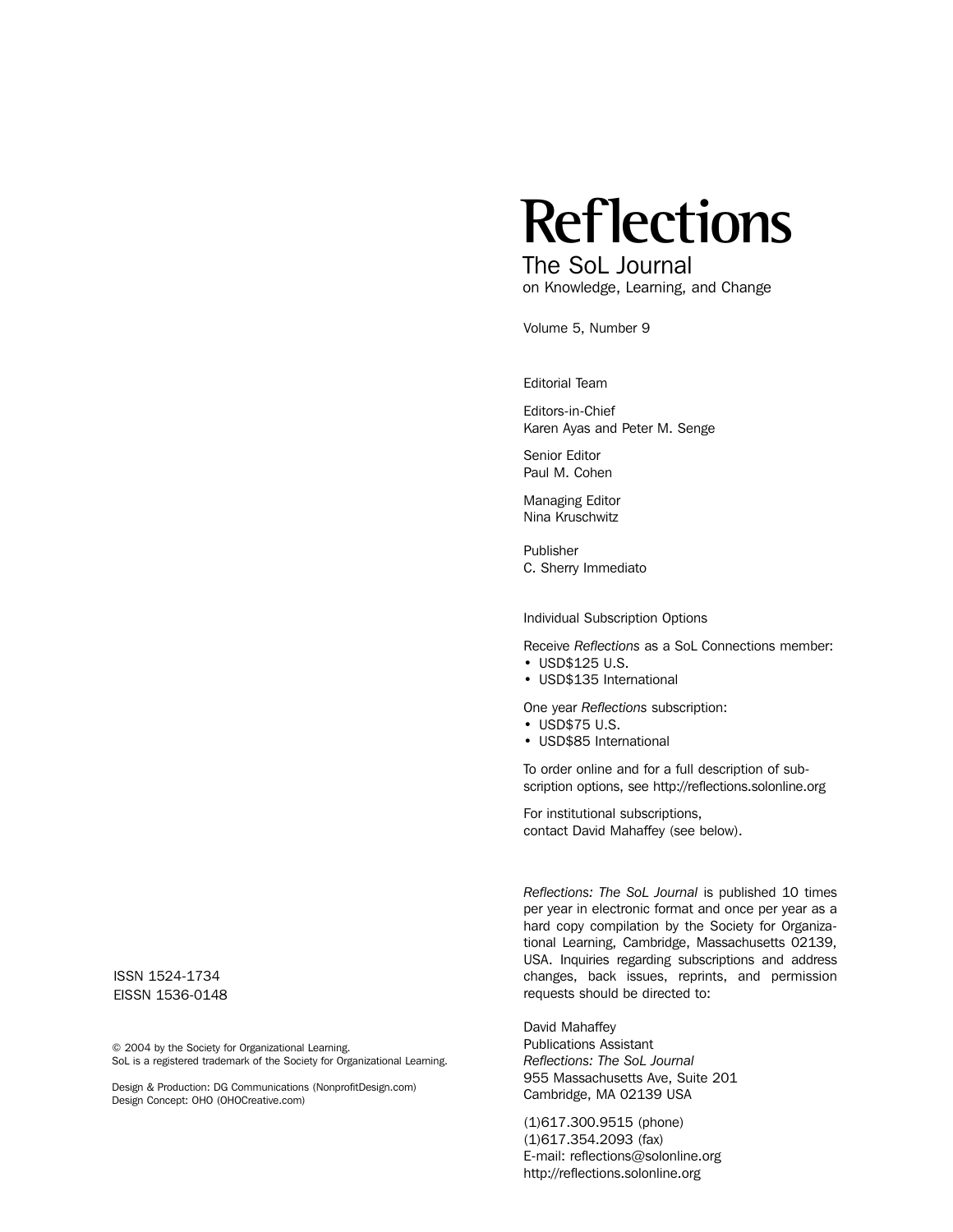# Reflections

## The SoL Journal

on Knowledge, Learning, and Change

Volume 5, Number 9

Editorial Team

Editors-in-Chief
Karen Ayas and Peter M. Senge

Senior Editor
Paul M. Cohen

Managing Editor
Nina Kruschwitz

Publisher
C. Sherry Immediato

Individual Subscription Options

Receive *Reflections* as a SoL Connections member:

- USD$125 U.S.
- USD$135 International

One year *Reflections* subscription:

- USD$75 U.S.
- USD$85 International

To order online and for a full description of subscription options, see http://reflections.solonline.org

For institutional subscriptions, contact David Mahaffey (see below).

*Reflections: The SoL Journal* is published 10 times per year in electronic format and once per year as a hard copy compilation by the Society for Organizational Learning, Cambridge, Massachusetts 02139, USA. Inquiries regarding subscriptions and address changes, back issues, reprints, and permission requests should be directed to:

David Mahaffey
Publications Assistant
*Reflections: The SoL Journal*
955 Massachusetts Ave, Suite 201
Cambridge, MA 02139 USA

(1)617.300.9515 (phone)
(1)617.354.2093 (fax)
E-mail: reflections@solonline.org
http://reflections.solonline.org

ISSN 1524-1734
EISSN 1536-0148

© 2004 by the Society for Organizational Learning.
SoL is a registered trademark of the Society for Organizational Learning.

Design & Production: DG Communications (NonprofitDesign.com)
Design Concept: OHO (OHOCreative.com)